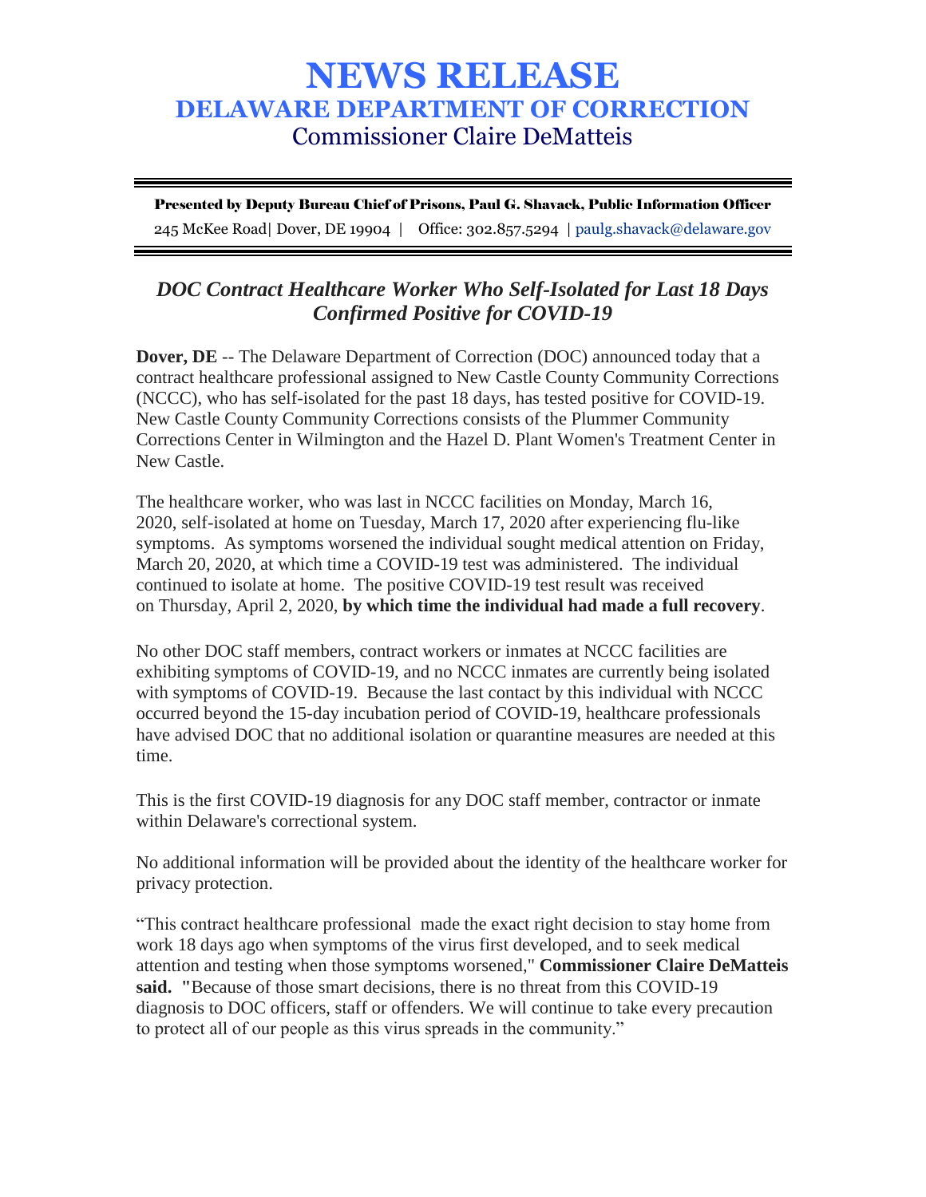# NEWS RELEASE

## DELAWARE DEPARTMENT OF CORRECTION

### Commissioner Claire DeMatteis

---

**Presented by Deputy Bureau Chief of Prisons, Paul G. Shavack, Public Information Officer**

245 McKee Road| Dover, DE 19904 | Office: 302.857.5294 | paulg.shavack@delaware.gov

---

***DOC Contract Healthcare Worker Who Self-Isolated for Last 18 Days Confirmed Positive for COVID-19***

**Dover, DE** -- The Delaware Department of Correction (DOC) announced today that a contract healthcare professional assigned to New Castle County Community Corrections (NCCC), who has self-isolated for the past 18 days, has tested positive for COVID-19. New Castle County Community Corrections consists of the Plummer Community Corrections Center in Wilmington and the Hazel D. Plant Women's Treatment Center in New Castle.

The healthcare worker, who was last in NCCC facilities on Monday, March 16, 2020, self-isolated at home on Tuesday, March 17, 2020 after experiencing flu-like symptoms. As symptoms worsened the individual sought medical attention on Friday, March 20, 2020, at which time a COVID-19 test was administered. The individual continued to isolate at home. The positive COVID-19 test result was received on Thursday, April 2, 2020, **by which time the individual had made a full recovery**.

No other DOC staff members, contract workers or inmates at NCCC facilities are exhibiting symptoms of COVID-19, and no NCCC inmates are currently being isolated with symptoms of COVID-19. Because the last contact by this individual with NCCC occurred beyond the 15-day incubation period of COVID-19, healthcare professionals have advised DOC that no additional isolation or quarantine measures are needed at this time.

This is the first COVID-19 diagnosis for any DOC staff member, contractor or inmate within Delaware's correctional system.

No additional information will be provided about the identity of the healthcare worker for privacy protection.

"This contract healthcare professional made the exact right decision to stay home from work 18 days ago when symptoms of the virus first developed, and to seek medical attention and testing when those symptoms worsened," **Commissioner Claire DeMatteis said.** "Because of those smart decisions, there is no threat from this COVID-19 diagnosis to DOC officers, staff or offenders. We will continue to take every precaution to protect all of our people as this virus spreads in the community."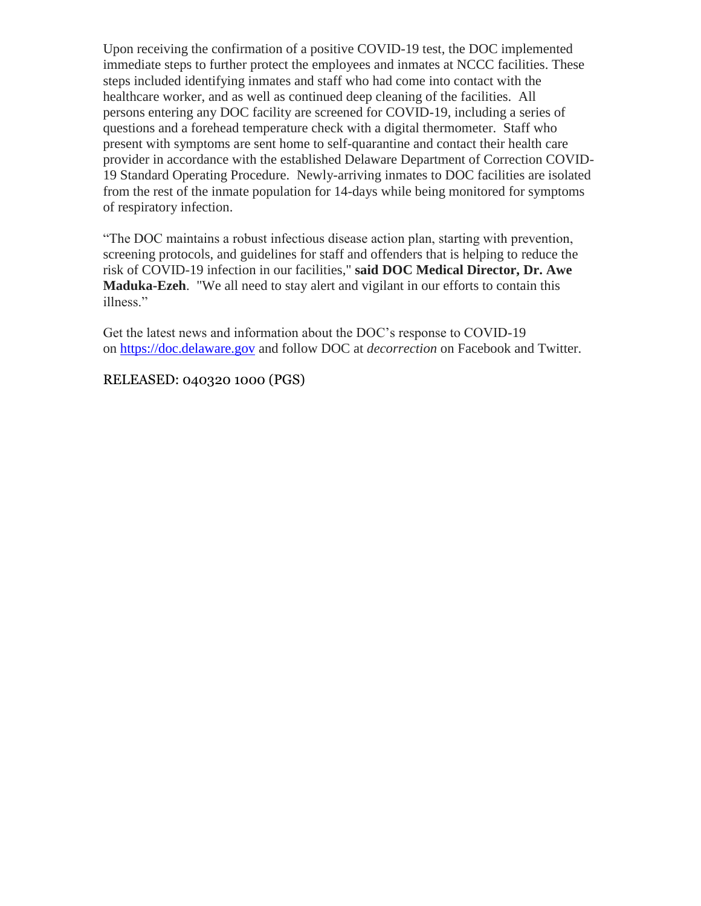Upon receiving the confirmation of a positive COVID-19 test, the DOC implemented immediate steps to further protect the employees and inmates at NCCC facilities. These steps included identifying inmates and staff who had come into contact with the healthcare worker, and as well as continued deep cleaning of the facilities. All persons entering any DOC facility are screened for COVID-19, including a series of questions and a forehead temperature check with a digital thermometer. Staff who present with symptoms are sent home to self-quarantine and contact their health care provider in accordance with the established Delaware Department of Correction COVID-19 Standard Operating Procedure. Newly-arriving inmates to DOC facilities are isolated from the rest of the inmate population for 14-days while being monitored for symptoms of respiratory infection.

"The DOC maintains a robust infectious disease action plan, starting with prevention, screening protocols, and guidelines for staff and offenders that is helping to reduce the risk of COVID-19 infection in our facilities," **said DOC Medical Director, Dr. Awe Maduka-Ezeh**. "We all need to stay alert and vigilant in our efforts to contain this illness."

Get the latest news and information about the DOC's response to COVID-19 on [https://doc.delaware.gov](https://doc.delaware.gov) and follow DOC at *decorrection* on Facebook and Twitter.

RELEASED: 040320 1000 (PGS)